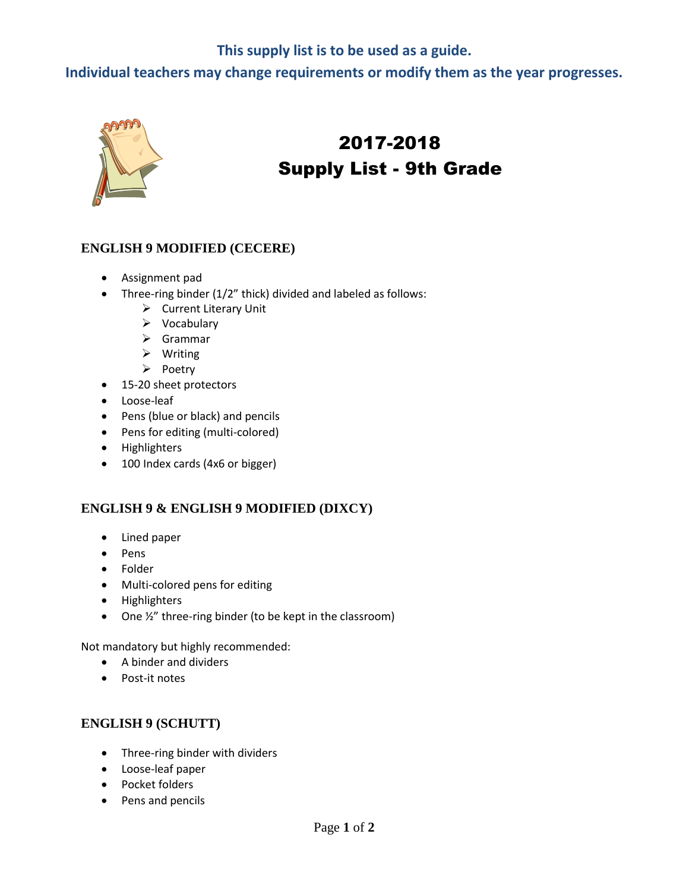**This supply list is to be used as a guide.**

**Individual teachers may change requirements or modify them as the year progresses.**

# 2017-2018
# Supply List - 9th Grade

## ENGLISH 9 MODIFIED (CECERE)

- Assignment pad
- Three-ring binder (1/2" thick) divided and labeled as follows:
  - Current Literary Unit
  - Vocabulary
  - Grammar
  - Writing
  - Poetry
- 15-20 sheet protectors
- Loose-leaf
- Pens (blue or black) and pencils
- Pens for editing (multi-colored)
- Highlighters
- 100 Index cards (4x6 or bigger)

## ENGLISH 9 & ENGLISH 9 MODIFIED (DIXCY)

- Lined paper
- Pens
- Folder
- Multi-colored pens for editing
- Highlighters
- One ½" three-ring binder (to be kept in the classroom)

Not mandatory but highly recommended:

- A binder and dividers
- Post-it notes

## ENGLISH 9 (SCHUTT)

- Three-ring binder with dividers
- Loose-leaf paper
- Pocket folders
- Pens and pencils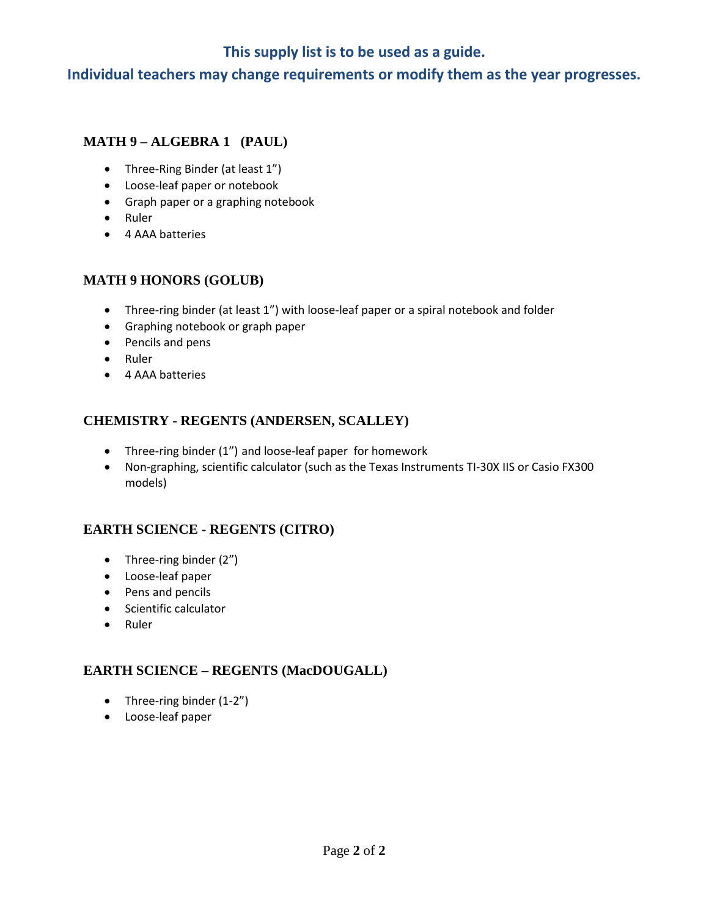**This supply list is to be used as a guide.**

**Individual teachers may change requirements or modify them as the year progresses.**

### MATH 9 – ALGEBRA 1 (PAUL)

- Three-Ring Binder (at least 1”)
- Loose-leaf paper or notebook
- Graph paper or a graphing notebook
- Ruler
- 4 AAA batteries

### MATH 9 HONORS (GOLUB)

- Three-ring binder (at least 1”) with loose-leaf paper or a spiral notebook and folder
- Graphing notebook or graph paper
- Pencils and pens
- Ruler
- 4 AAA batteries

### CHEMISTRY - REGENTS (ANDERSEN, SCALLEY)

- Three-ring binder (1”) and loose-leaf paper for homework
- Non-graphing, scientific calculator (such as the Texas Instruments TI-30X IIS or Casio FX300 models)

### EARTH SCIENCE - REGENTS (CITRO)

- Three-ring binder (2”)
- Loose-leaf paper
- Pens and pencils
- Scientific calculator
- Ruler

### EARTH SCIENCE – REGENTS (MacDOUGALL)

- Three-ring binder (1-2”)
- Loose-leaf paper